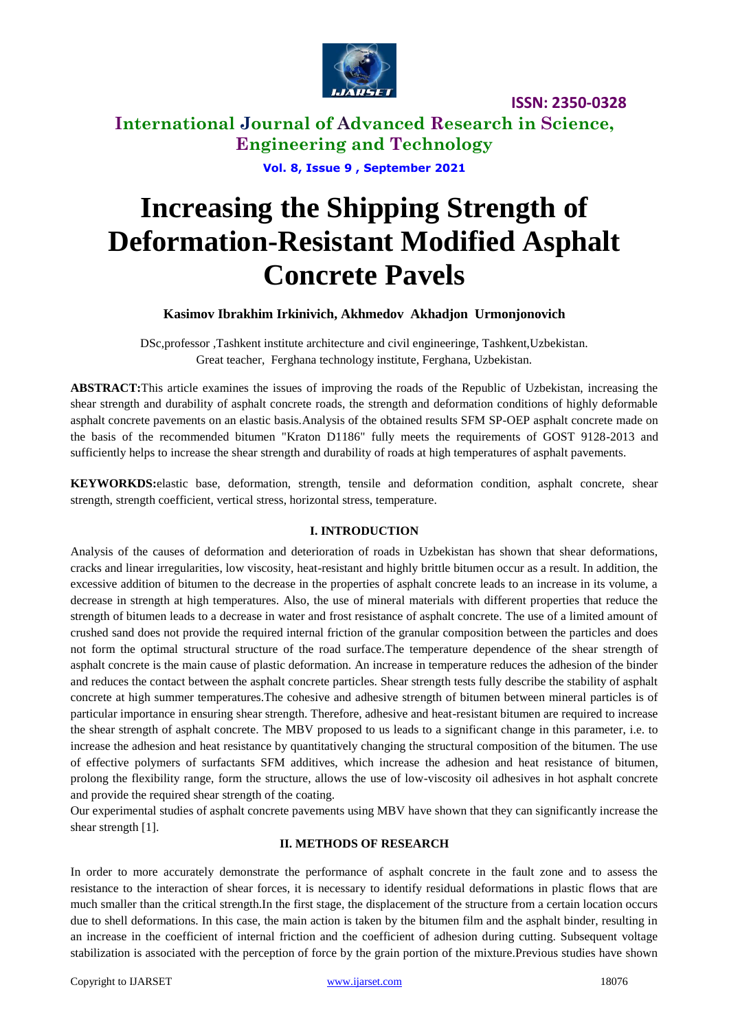# Increasing the Shipping Strength of Deformation-Resistant Modified Asphalt Concrete Pavels

**Kasimov Ibrakhim Irkinivich, Akhmedov Akhadjon Urmonjonovich**

DSc,professor ,Tashkent institute architecture and civil engineeringe, Tashkent,Uzbekistan.
Great teacher, Ferghana technology institute, Ferghana, Uzbekistan.

**ABSTRACT:**This article examines the issues of improving the roads of the Republic of Uzbekistan, increasing the shear strength and durability of asphalt concrete roads, the strength and deformation conditions of highly deformable asphalt concrete pavements on an elastic basis.Analysis of the obtained results SFM SP-OEP asphalt concrete made on the basis of the recommended bitumen "Kraton D1186" fully meets the requirements of GOST 9128-2013 and sufficiently helps to increase the shear strength and durability of roads at high temperatures of asphalt pavements.

**KEYWORKDS:**elastic base, deformation, strength, tensile and deformation condition, asphalt concrete, shear strength, strength coefficient, vertical stress, horizontal stress, temperature.

## I. INTRODUCTION

Analysis of the causes of deformation and deterioration of roads in Uzbekistan has shown that shear deformations, cracks and linear irregularities, low viscosity, heat-resistant and highly brittle bitumen occur as a result. In addition, the excessive addition of bitumen to the decrease in the properties of asphalt concrete leads to an increase in its volume, a decrease in strength at high temperatures. Also, the use of mineral materials with different properties that reduce the strength of bitumen leads to a decrease in water and frost resistance of asphalt concrete. The use of a limited amount of crushed sand does not provide the required internal friction of the granular composition between the particles and does not form the optimal structural structure of the road surface.The temperature dependence of the shear strength of asphalt concrete is the main cause of plastic deformation. An increase in temperature reduces the adhesion of the binder and reduces the contact between the asphalt concrete particles. Shear strength tests fully describe the stability of asphalt concrete at high summer temperatures.The cohesive and adhesive strength of bitumen between mineral particles is of particular importance in ensuring shear strength. Therefore, adhesive and heat-resistant bitumen are required to increase the shear strength of asphalt concrete. The MBV proposed to us leads to a significant change in this parameter, i.e. to increase the adhesion and heat resistance by quantitatively changing the structural composition of the bitumen. The use of effective polymers of surfactants SFM additives, which increase the adhesion and heat resistance of bitumen, prolong the flexibility range, form the structure, allows the use of low-viscosity oil adhesives in hot asphalt concrete and provide the required shear strength of the coating.

Our experimental studies of asphalt concrete pavements using MBV have shown that they can significantly increase the shear strength [1].

## II. METHODS OF RESEARCH

In order to more accurately demonstrate the performance of asphalt concrete in the fault zone and to assess the resistance to the interaction of shear forces, it is necessary to identify residual deformations in plastic flows that are much smaller than the critical strength.In the first stage, the displacement of the structure from a certain location occurs due to shell deformations. In this case, the main action is taken by the bitumen film and the asphalt binder, resulting in an increase in the coefficient of internal friction and the coefficient of adhesion during cutting. Subsequent voltage stabilization is associated with the perception of force by the grain portion of the mixture.Previous studies have shown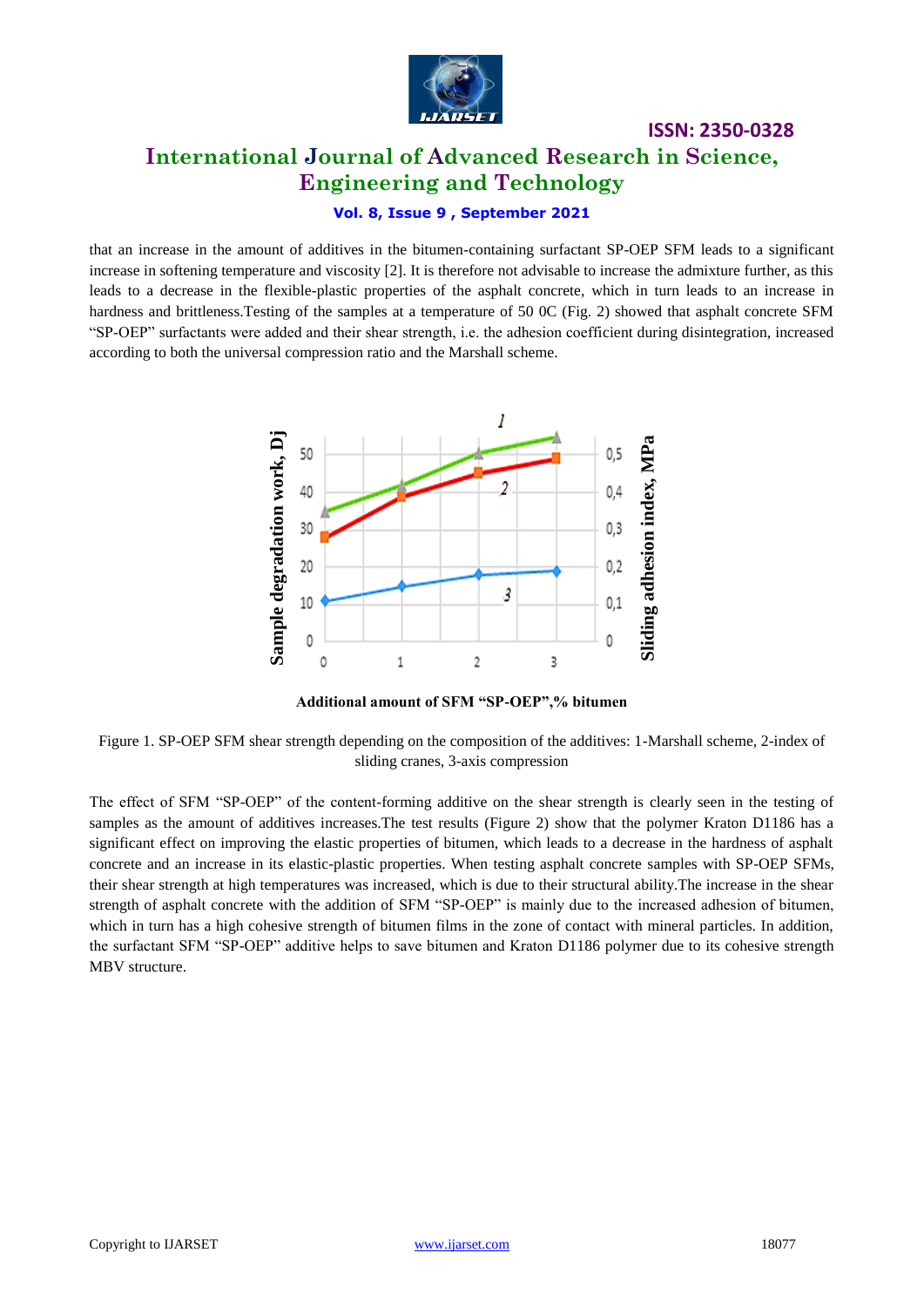that an increase in the amount of additives in the bitumen-containing surfactant SP-OEP SFM leads to a significant increase in softening temperature and viscosity [2]. It is therefore not advisable to increase the admixture further, as this leads to a decrease in the flexible-plastic properties of the asphalt concrete, which in turn leads to an increase in hardness and brittleness.Testing of the samples at a temperature of 50 0C (Fig. 2) showed that asphalt concrete SFM "SP-OEP" surfactants were added and their shear strength, i.e. the adhesion coefficient during disintegration, increased according to both the universal compression ratio and the Marshall scheme.

**Additional amount of SFM "SP-OEP",% bitumen**

Figure 1. SP-OEP SFM shear strength depending on the composition of the additives: 1-Marshall scheme, 2-index of sliding cranes, 3-axis compression

The effect of SFM "SP-OEP" of the content-forming additive on the shear strength is clearly seen in the testing of samples as the amount of additives increases.The test results (Figure 2) show that the polymer Kraton D1186 has a significant effect on improving the elastic properties of bitumen, which leads to a decrease in the hardness of asphalt concrete and an increase in its elastic-plastic properties. When testing asphalt concrete samples with SP-OEP SFMs, their shear strength at high temperatures was increased, which is due to their structural ability.The increase in the shear strength of asphalt concrete with the addition of SFM "SP-OEP" is mainly due to the increased adhesion of bitumen, which in turn has a high cohesive strength of bitumen films in the zone of contact with mineral particles. In addition, the surfactant SFM "SP-OEP" additive helps to save bitumen and Kraton D1186 polymer due to its cohesive strength MBV structure.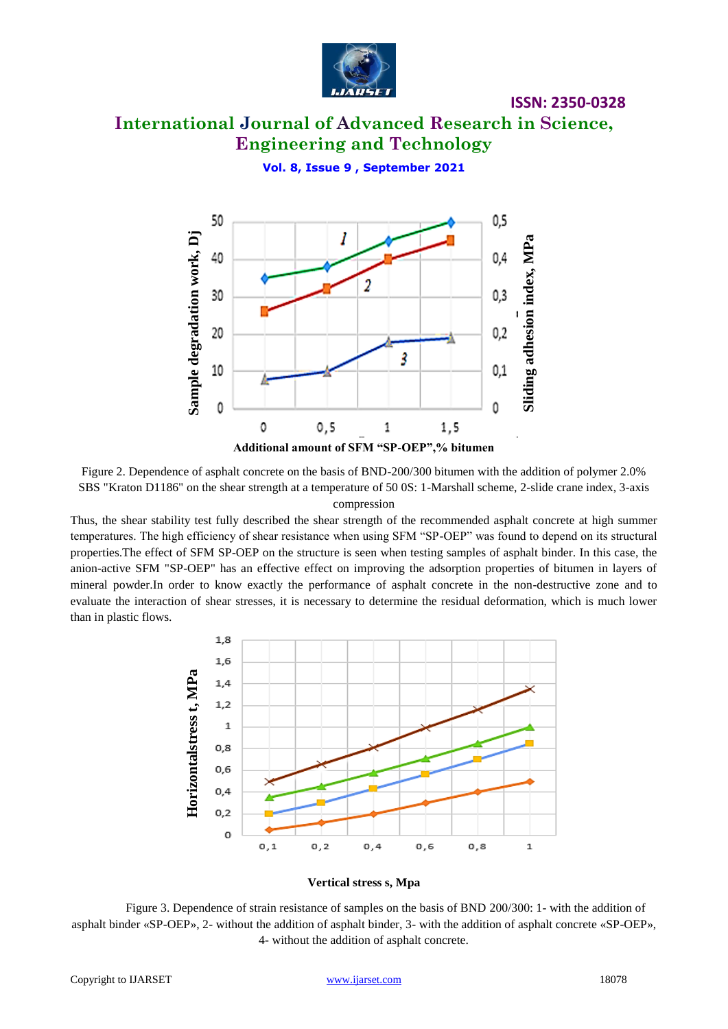Figure 2. Dependence of asphalt concrete on the basis of BND-200/300 bitumen with the addition of polymer 2.0% SBS "Kraton D1186" on the shear strength at a temperature of 50 0S: 1-Marshall scheme, 2-slide crane index, 3-axis compression

Thus, the shear stability test fully described the shear strength of the recommended asphalt concrete at high summer temperatures. The high efficiency of shear resistance when using SFM "SP-OEP" was found to depend on its structural properties.The effect of SFM SP-OEP on the structure is seen when testing samples of asphalt binder. In this case, the anion-active SFM "SP-OEP" has an effective effect on improving the adsorption properties of bitumen in layers of mineral powder.In order to know exactly the performance of asphalt concrete in the non-destructive zone and to evaluate the interaction of shear stresses, it is necessary to determine the residual deformation, which is much lower than in plastic flows.

Figure 3. Dependence of strain resistance of samples on the basis of BND 200/300: 1- with the addition of asphalt binder «SP-OEP», 2- without the addition of asphalt binder, 3- with the addition of asphalt concrete «SP-OEP», 4- without the addition of asphalt concrete.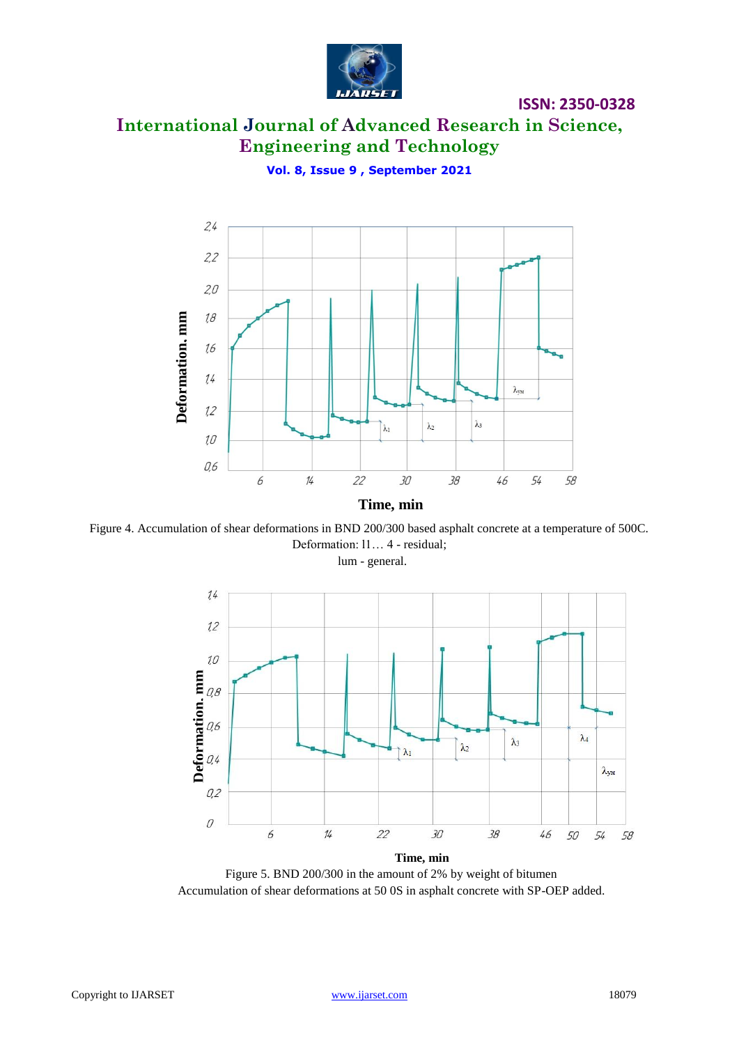Figure 4. Accumulation of shear deformations in BND 200/300 based asphalt concrete at a temperature of 500C.
Deformation: l1… 4 - residual;
lum - general.

Figure 5. BND 200/300 in the amount of 2% by weight of bitumen
Accumulation of shear deformations at 50 0S in asphalt concrete with SP-OEP added.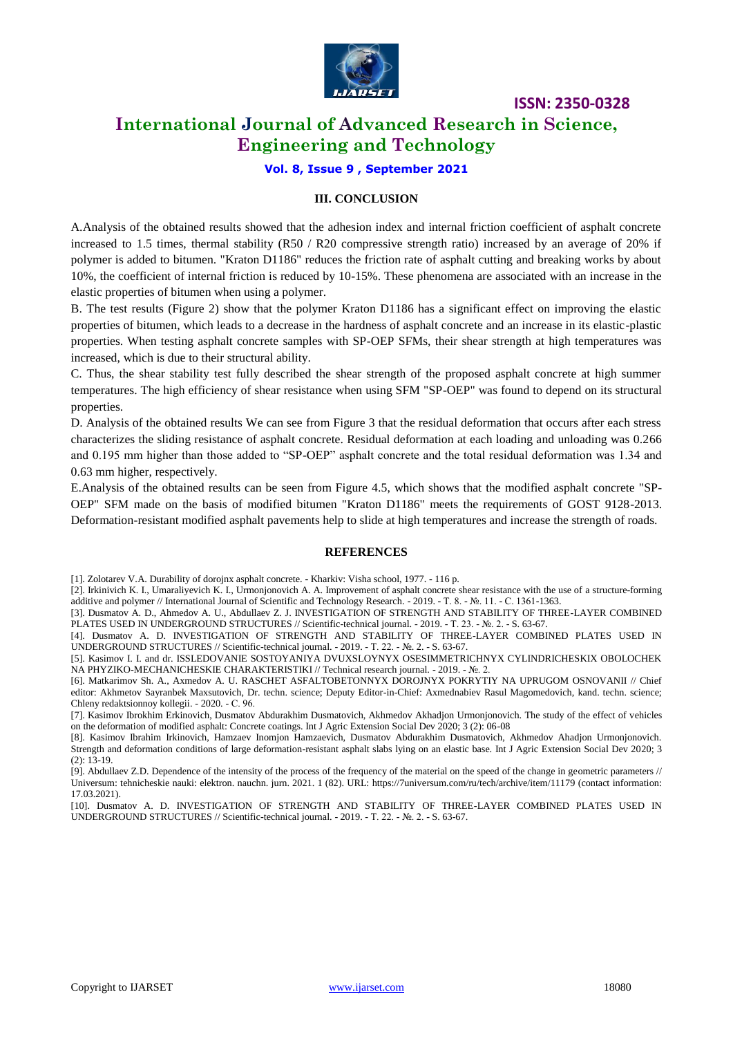## III. CONCLUSION

A.Analysis of the obtained results showed that the adhesion index and internal friction coefficient of asphalt concrete increased to 1.5 times, thermal stability (R50 / R20 compressive strength ratio) increased by an average of 20% if polymer is added to bitumen. "Kraton D1186" reduces the friction rate of asphalt cutting and breaking works by about 10%, the coefficient of internal friction is reduced by 10-15%. These phenomena are associated with an increase in the elastic properties of bitumen when using a polymer.

B. The test results (Figure 2) show that the polymer Kraton D1186 has a significant effect on improving the elastic properties of bitumen, which leads to a decrease in the hardness of asphalt concrete and an increase in its elastic-plastic properties. When testing asphalt concrete samples with SP-OEP SFMs, their shear strength at high temperatures was increased, which is due to their structural ability.

C. Thus, the shear stability test fully described the shear strength of the proposed asphalt concrete at high summer temperatures. The high efficiency of shear resistance when using SFM "SP-OEP" was found to depend on its structural properties.

D. Analysis of the obtained results We can see from Figure 3 that the residual deformation that occurs after each stress characterizes the sliding resistance of asphalt concrete. Residual deformation at each loading and unloading was 0.266 and 0.195 mm higher than those added to “SP-OEP” asphalt concrete and the total residual deformation was 1.34 and 0.63 mm higher, respectively.

E.Analysis of the obtained results can be seen from Figure 4.5, which shows that the modified asphalt concrete "SP-OEP" SFM made on the basis of modified bitumen "Kraton D1186" meets the requirements of GOST 9128-2013. Deformation-resistant modified asphalt pavements help to slide at high temperatures and increase the strength of roads.

## REFERENCES

[1]. Zolotarev V.A. Durability of dorojnx asphalt concrete. - Kharkiv: Visha school, 1977. - 116 p.

[2]. Irkinivich K. I., Umaraliyevich K. I., Urmonjonovich A. A. Improvement of asphalt concrete shear resistance with the use of a structure-forming additive and polymer // International Journal of Scientific and Technology Research. - 2019. - T. 8. - №. 11. - C. 1361-1363.

[3]. Dusmatov A. D., Ahmedov A. U., Abdullaev Z. J. INVESTIGATION OF STRENGTH AND STABILITY OF THREE-LAYER COMBINED PLATES USED IN UNDERGROUND STRUCTURES // Scientific-technical journal. - 2019. - T. 23. - №. 2. - S. 63-67.

[4]. Dusmatov A. D. INVESTIGATION OF STRENGTH AND STABILITY OF THREE-LAYER COMBINED PLATES USED IN UNDERGROUND STRUCTURES // Scientific-technical journal. - 2019. - T. 22. - №. 2. - S. 63-67.

[5]. Kasimov I. I. and dr. ISSLEDOVANIE SOSTOYANIYA DVUXSLOYNYX OSESIMMETRICHNYX CYLINDRICHESKIX OBOLOCHEK NA PHYZIKO-MECHANICHESKIE CHARAKTERISTIKI // Technical research journal. - 2019. - №. 2.

[6]. Matkarimov Sh. A., Axmedov A. U. RASCHET ASFALTOBETONNYX DOROJNYX POKRYTIY NA UPRUGOM OSNOVANII // Chief editor: Akhmetov Sayranbek Maxsutovich, Dr. techn. science; Deputy Editor-in-Chief: Axmednabiev Rasul Magomedovich, kand. techn. science; Chleny redaktsionnoy kollegii. - 2020. - C. 96.

[7]. Kasimov Ibrokhim Erkinovich, Dusmatov Abdurakhim Dusmatovich, Akhmedov Akhadjon Urmonjonovich. The study of the effect of vehicles on the deformation of modified asphalt: Concrete coatings. Int J Agric Extension Social Dev 2020; 3 (2): 06-08

[8]. Kasimov Ibrahim Irkinovich, Hamzaev Inomjon Hamzaevich, Dusmatov Abdurakhim Dusmatovich, Akhmedov Ahadjon Urmonjonovich. Strength and deformation conditions of large deformation-resistant asphalt slabs lying on an elastic base. Int J Agric Extension Social Dev 2020; 3 (2): 13-19.

[9]. Abdullaev Z.D. Dependence of the intensity of the process of the frequency of the material on the speed of the change in geometric parameters // Universum: tehnicheskie nauki: elektron. nauchn. jurn. 2021. 1 (82). URL: https://7universum.com/ru/tech/archive/item/11179 (contact information: 17.03.2021).

[10]. Dusmatov A. D. INVESTIGATION OF STRENGTH AND STABILITY OF THREE-LAYER COMBINED PLATES USED IN UNDERGROUND STRUCTURES // Scientific-technical journal. - 2019. - T. 22. - №. 2. - S. 63-67.